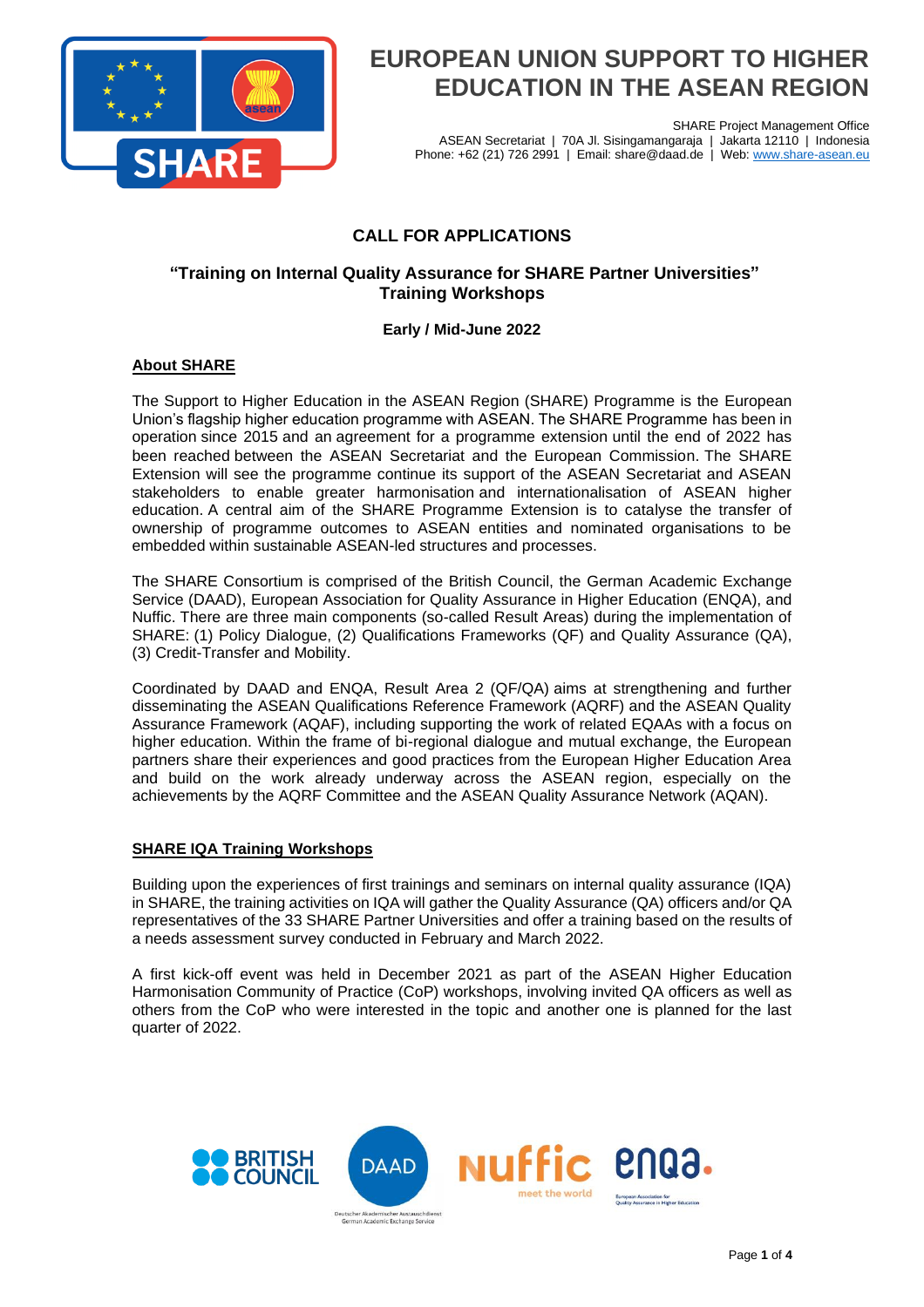# EUROPEAN UNION SUPPORT TO HIGHER EDUCATION IN THE ASEAN REGION

SHARE Project Management Office
ASEAN Secretariat | 70A Jl. Sisingamangaraja | Jakarta 12110 | Indonesia
Phone: +62 (21) 726 2991 | Email: share@daad.de | Web: www.share-asean.eu

## CALL FOR APPLICATIONS

### "Training on Internal Quality Assurance for SHARE Partner Universities" Training Workshops

**Early / Mid-June 2022**

### About SHARE

The Support to Higher Education in the ASEAN Region (SHARE) Programme is the European Union's flagship higher education programme with ASEAN. The SHARE Programme has been in operation since 2015 and an agreement for a programme extension until the end of 2022 has been reached between the ASEAN Secretariat and the European Commission. The SHARE Extension will see the programme continue its support of the ASEAN Secretariat and ASEAN stakeholders to enable greater harmonisation and internationalisation of ASEAN higher education. A central aim of the SHARE Programme Extension is to catalyse the transfer of ownership of programme outcomes to ASEAN entities and nominated organisations to be embedded within sustainable ASEAN-led structures and processes.

The SHARE Consortium is comprised of the British Council, the German Academic Exchange Service (DAAD), European Association for Quality Assurance in Higher Education (ENQA), and Nuffic. There are three main components (so-called Result Areas) during the implementation of SHARE: (1) Policy Dialogue, (2) Qualifications Frameworks (QF) and Quality Assurance (QA), (3) Credit-Transfer and Mobility.

Coordinated by DAAD and ENQA, Result Area 2 (QF/QA) aims at strengthening and further disseminating the ASEAN Qualifications Reference Framework (AQRF) and the ASEAN Quality Assurance Framework (AQAF), including supporting the work of related EQAAs with a focus on higher education. Within the frame of bi-regional dialogue and mutual exchange, the European partners share their experiences and good practices from the European Higher Education Area and build on the work already underway across the ASEAN region, especially on the achievements by the AQRF Committee and the ASEAN Quality Assurance Network (AQAN).

### SHARE IQA Training Workshops

Building upon the experiences of first trainings and seminars on internal quality assurance (IQA) in SHARE, the training activities on IQA will gather the Quality Assurance (QA) officers and/or QA representatives of the 33 SHARE Partner Universities and offer a training based on the results of a needs assessment survey conducted in February and March 2022.

A first kick-off event was held in December 2021 as part of the ASEAN Higher Education Harmonisation Community of Practice (CoP) workshops, involving invited QA officers as well as others from the CoP who were interested in the topic and another one is planned for the last quarter of 2022.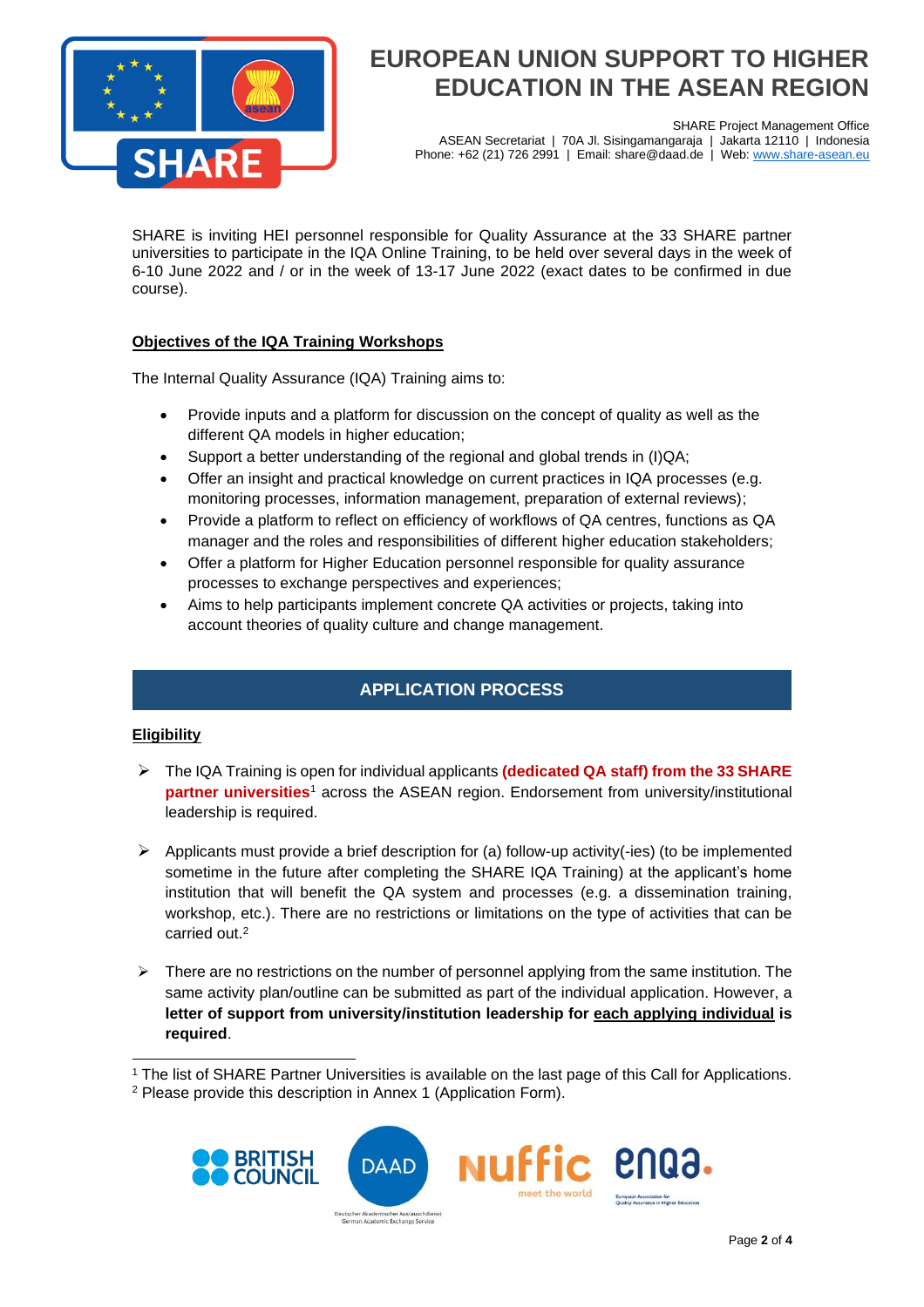SHARE is inviting HEI personnel responsible for Quality Assurance at the 33 SHARE partner universities to participate in the IQA Online Training, to be held over several days in the week of 6-10 June 2022 and / or in the week of 13-17 June 2022 (exact dates to be confirmed in due course).

**Objectives of the IQA Training Workshops**

The Internal Quality Assurance (IQA) Training aims to:

- Provide inputs and a platform for discussion on the concept of quality as well as the different QA models in higher education;
- Support a better understanding of the regional and global trends in (I)QA;
- Offer an insight and practical knowledge on current practices in IQA processes (e.g. monitoring processes, information management, preparation of external reviews);
- Provide a platform to reflect on efficiency of workflows of QA centres, functions as QA manager and the roles and responsibilities of different higher education stakeholders;
- Offer a platform for Higher Education personnel responsible for quality assurance processes to exchange perspectives and experiences;
- Aims to help participants implement concrete QA activities or projects, taking into account theories of quality culture and change management.

## APPLICATION PROCESS

**Eligibility**

- The IQA Training is open for individual applicants **(dedicated QA staff) from the 33 SHARE partner universities**[1] across the ASEAN region. Endorsement from university/institutional leadership is required.
- Applicants must provide a brief description for (a) follow-up activity(-ies) (to be implemented sometime in the future after completing the SHARE IQA Training) at the applicant's home institution that will benefit the QA system and processes (e.g. a dissemination training, workshop, etc.). There are no restrictions or limitations on the type of activities that can be carried out.[2]
- There are no restrictions on the number of personnel applying from the same institution. The same activity plan/outline can be submitted as part of the individual application. However, a **letter of support from university/institution leadership for each applying individual is required**.

[1] The list of SHARE Partner Universities is available on the last page of this Call for Applications.
[2] Please provide this description in Annex 1 (Application Form).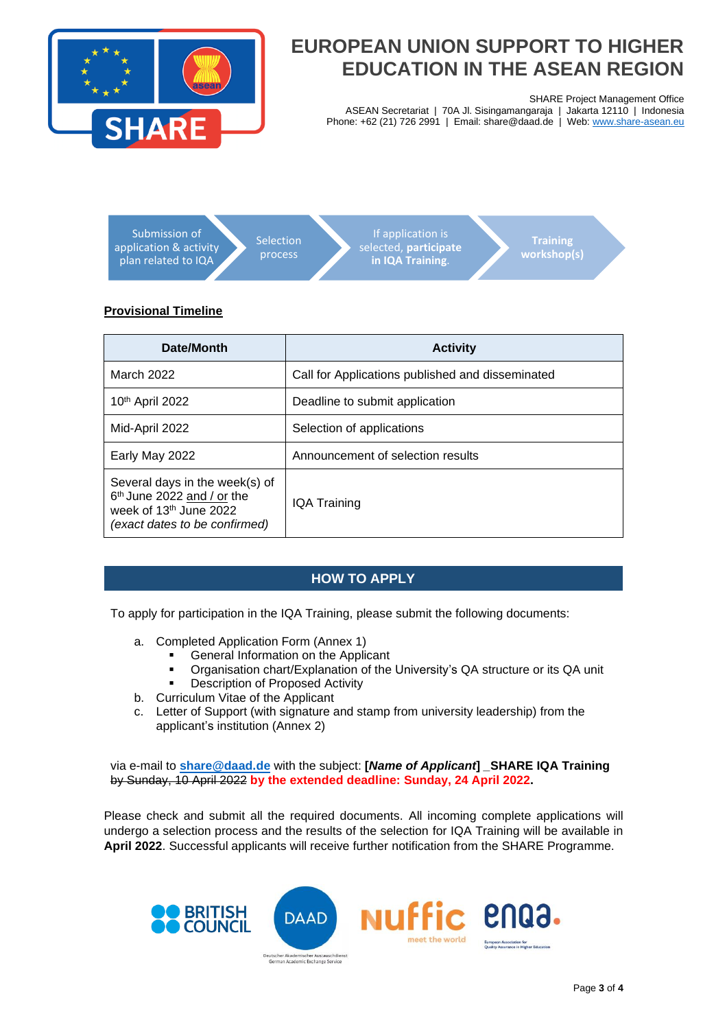# EUROPEAN UNION SUPPORT TO HIGHER EDUCATION IN THE ASEAN REGION

SHARE Project Management Office
ASEAN Secretariat | 70A Jl. Sisingamangaraja | Jakarta 12110 | Indonesia
Phone: +62 (21) 726 2991 | Email: share@daad.de | Web: www.share-asean.eu

Submission of application & activity plan related to IQA → Selection process → If application is selected, **participate in IQA Training**. → **Training workshop(s)**

**Provisional Timeline**

| Date/Month | Activity |
|---|---|
| March 2022 | Call for Applications published and disseminated |
| 10th April 2022 | Deadline to submit application |
| Mid-April 2022 | Selection of applications |
| Early May 2022 | Announcement of selection results |
| Several days in the week(s) of 6th June 2022 and / or the week of 13th June 2022 *(exact dates to be confirmed)* | IQA Training |

## HOW TO APPLY

To apply for participation in the IQA Training, please submit the following documents:

a. Completed Application Form (Annex 1)
   - General Information on the Applicant
   - Organisation chart/Explanation of the University's QA structure or its QA unit
   - Description of Proposed Activity
b. Curriculum Vitae of the Applicant
c. Letter of Support (with signature and stamp from university leadership) from the applicant's institution (Annex 2)

via e-mail to **share@daad.de** with the subject: **[*Name of Applicant*] _SHARE IQA Training** ~~by Sunday, 10 April 2022~~ **by the extended deadline: Sunday, 24 April 2022.**

Please check and submit all the required documents. All incoming complete applications will undergo a selection process and the results of the selection for IQA Training will be available in **April 2022**. Successful applicants will receive further notification from the SHARE Programme.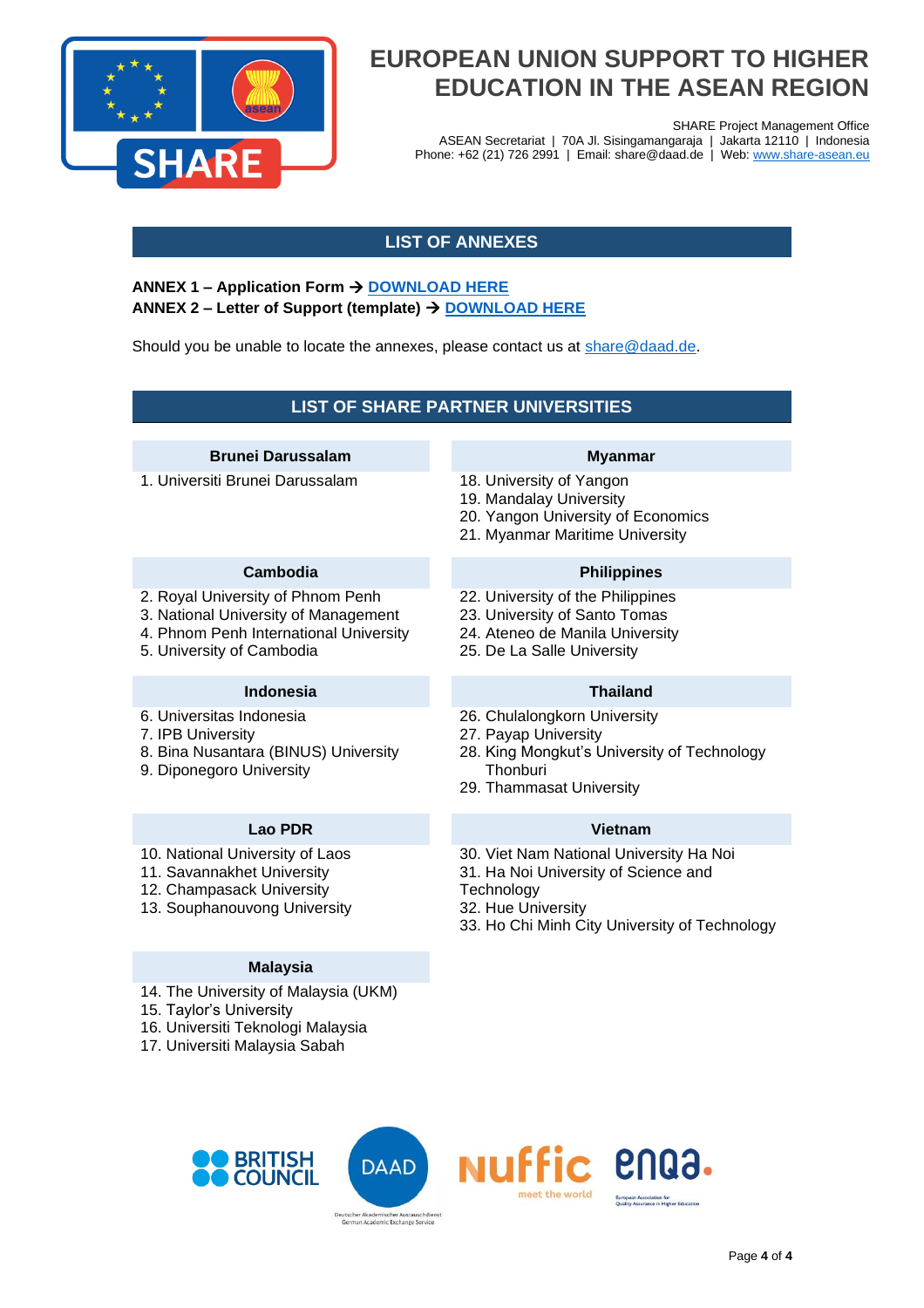# EUROPEAN UNION SUPPORT TO HIGHER EDUCATION IN THE ASEAN REGION

SHARE Project Management Office
ASEAN Secretariat | 70A Jl. Sisingamangaraja | Jakarta 12110 | Indonesia
Phone: +62 (21) 726 2991 | Email: share@daad.de | Web: www.share-asean.eu

## LIST OF ANNEXES

**ANNEX 1 – Application Form → DOWNLOAD HERE**
**ANNEX 2 – Letter of Support (template) → DOWNLOAD HERE**

Should you be unable to locate the annexes, please contact us at share@daad.de.

## LIST OF SHARE PARTNER UNIVERSITIES

### Brunei Darussalam

1. Universiti Brunei Darussalam

### Cambodia

2. Royal University of Phnom Penh
3. National University of Management
4. Phnom Penh International University
5. University of Cambodia

### Indonesia

6. Universitas Indonesia
7. IPB University
8. Bina Nusantara (BINUS) University
9. Diponegoro University

### Lao PDR

10. National University of Laos
11. Savannakhet University
12. Champasack University
13. Souphanouvong University

### Malaysia

14. The University of Malaysia (UKM)
15. Taylor's University
16. Universiti Teknologi Malaysia
17. Universiti Malaysia Sabah

### Myanmar

18. University of Yangon
19. Mandalay University
20. Yangon University of Economics
21. Myanmar Maritime University

### Philippines

22. University of the Philippines
23. University of Santo Tomas
24. Ateneo de Manila University
25. De La Salle University

### Thailand

26. Chulalongkorn University
27. Payap University
28. King Mongkut's University of Technology Thonburi
29. Thammasat University

### Vietnam

30. Viet Nam National University Ha Noi
31. Ha Noi University of Science and Technology
32. Hue University
33. Ho Chi Minh City University of Technology